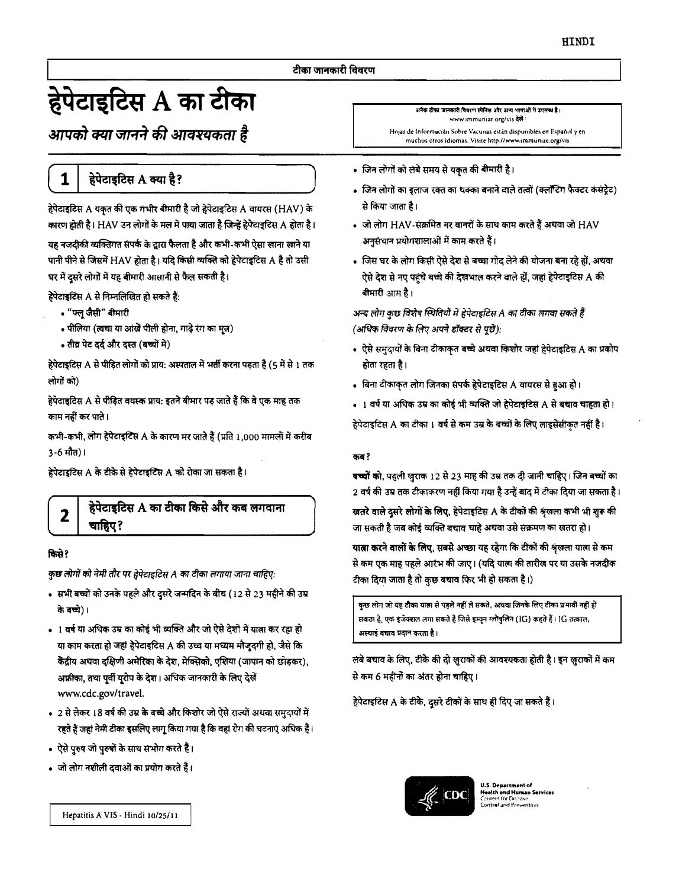टीका जानकारी विवरण

# हेपेटाइटिस A का टीका

## *आपको क्या जानने की आवश्यकता है*

अनेक टीका जानकारी विवरण स्पेनिश और अन्य भाषाओं में उपलब्ध है। www.immunize.org/vis देखें।

Hojas de Información Sobre Vacunas están disponibles en Español y en muchos otros idiomas. Visite http://www.immunize.org/vis

## 1 हेपेटाइटिस A क्या है?

हेपेटाइटिस A यकृत की एक गंभीर बीमारी है जो हेपेटाइटिस A वायरस (HAV) के कारण होती है। HAV उन लोगों के मल में पाया जाता है जिन्हें हेपेटाइटिस A होता है। यह नजदीकी व्यक्तिगत संपर्क के द्वारा फैलता है और कभी-कभी ऐसा खाना खाने या पानी पीने से जिसमें HAV होता है। यदि किसी व्यक्ति को हेपेटाइटिस A है तो उसी घर में दूसरे लोगों में यह बीमारी आसानी से फैल सकती है।

हेपेटाइटिस A से निम्नलिखित हो सकते हैं:

- "फ्लू जैसी" बीमारी
- पीलिया (त्वचा या आंखें पीली होना, गाढ़े रंग का मूत्र)
- तीव्र पेट दर्द और दस्त (बच्चों में)

हेपेटाइटिस A से पीड़ित लोगों को प्राय: अस्पताल में भर्ती करना पड़ता है (5 में से 1 तक लोगों को)

हेपेटाइटिस A से पीड़ित वयस्क प्राय: इतने बीमार पड़ जाते हैं कि वे एक माह तक काम नहीं कर पाते।

कभी-कभी, लोग हेपेटाइटिस A के कारण मर जाते हैं (प्रति 1,000 मामलों में करीब 3-6 मौत)।

हेपेटाइटिस A के टीके से हेपेटाइटिस A को रोका जा सकता है।

## 2 हेपेटाइटिस A का टीका किसे और कब लगवाना चाहिए?

**किसे?**

*कुछ लोगों को नेमी तौर पर हेपेटाइटिस A का टीका लगाया जाना चाहिए:*

- सभी बच्चों को उनके पहले और दूसरे जन्मदिन के बीच (12 से 23 महीने की उम्र के बच्चे)।
- 1 वर्ष या अधिक उम्र का कोई भी व्यक्ति और जो ऐसे देशों में यात्रा कर रहा हो या काम करता हो जहां हेपेटाइटिस A की उच्च या मध्यम मौजूदगी हो, जैसे कि केंद्रीय अथवा दक्षिणी अमेरिका के देश, मेक्सिको, एशिया (जापान को छोड़कर), अफ्रीका, तथा पूर्वी यूरोप के देश। अधिक जानकारी के लिए देखें www.cdc.gov/travel.
- 2 से लेकर 18 वर्ष की उम्र के बच्चे और किशोर जो ऐसे राज्यों अथवा समुदायों में रहते हैं जहां नेमी टीका इसलिए लागू किया गया है कि वहां रोग की घटनाएं अधिक हैं।
- ऐसे पुरुष जो पुरुषों के साथ संभोग करते हैं।
- जो लोग नशीली दवाओं का प्रयोग करते हैं।
- जिन लोगों को लंबे समय से यकृत की बीमारी है।
- जिन लोगों का इलाज रक्त का थक्का बनाने वाले तत्वों (क्लॉटिंग फैक्टर कंसंट्रेट) से किया जाता है।
- जो लोग HAV-संक्रमित नर वानरों के साथ काम करते हैं अथवा जो HAV अनुसंधान प्रयोगशालाओं में काम करते हैं।
- जिस घर के लोग किसी ऐसे देश से बच्चा गोद लेने की योजना बना रहे हों, अथवा ऐसे देश से नए पहुंचे बच्चे की देखभाल करने वाले हों, जहां हेपेटाइटिस A की बीमारी आम है।

*अन्य लोग कुछ विशेष स्थितियों में हेपेटाइटिस A का टीका लगवा सकते हैं (अधिक विवरण के लिए अपने डॉक्टर से पूछें):*

- ऐसे समुदायों के बिना टीकाकृत बच्चे अथवा किशोर जहां हेपेटाइटिस A का प्रकोप होता रहता है।
- बिना टीकाकृत लोग जिनका संपर्क हेपेटाइटिस A वायरस से हुआ हो।
- 1 वर्ष या अधिक उम्र का कोई भी व्यक्ति जो हेपेटाइटिस A से बचाव चाहता हो।

हेपेटाइटिस A का टीका 1 वर्ष से कम उम्र के बच्चों के लिए लाइसेंसीकृत नहीं है।

**कब?**

**बच्चों को**, पहली खुराक 12 से 23 माह की उम्र तक दी जानी चाहिए। जिन बच्चों का 2 वर्ष की उम्र तक टीकाकरण नहीं किया गया है उन्हें बाद में टीका दिया जा सकता है।

**खतरे वाले दूसरे लोगों के लिए**, हेपेटाइटिस A के टीकों की श्रृंखला कभी भी शुरू की जा सकती है जब कोई व्यक्ति बचाव चाहे अथवा उसे संक्रमण का खतरा हो।

**यात्रा करने वालों के लिए**, सबसे अच्छा यह रहेगा कि टीकों की श्रृंखला यात्रा से कम से कम एक माह पहले आरंभ की जाए। (यदि यात्रा की तारीख पर या उसके नजदीक टीका दिया जाता है तो कुछ बचाव फिर भी हो सकता है।)

कुछ लोग जो यह टीका यात्रा से पहले नहीं ले सकते, अथवा जिनके लिए टीका प्रभावी नहीं हो सकता है, एक इंजेक्शन लगा सकते हैं जिसे इम्यून ग्लोबुलिन (IG) कहते हैं। IG तत्काल, अस्थाई बचाव प्रदान करता है।

लंबे बचाव के लिए, टीके की दो खुराकों की आवश्यकता होती है। इन खुराकों में कम से कम 6 महीनों का अंतर होना चाहिए।

हेपेटाइटिस A के टीके, दूसरे टीकों के साथ ही दिए जा सकते हैं।

Hepatitis A VIS - Hindi 10/25/11

U.S. Department of Health and Human Services
Centers for Disease Control and Prevention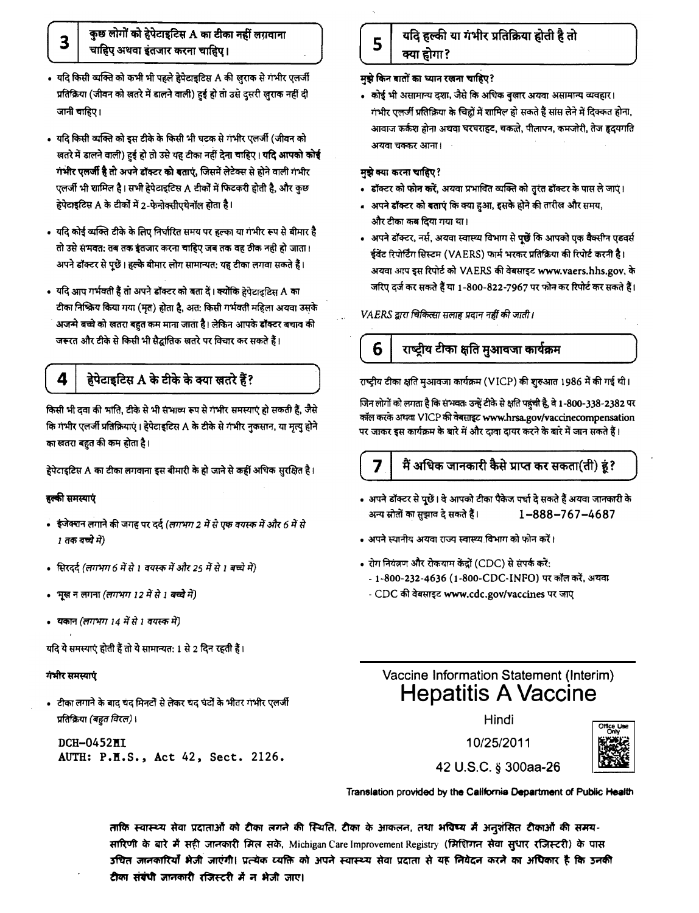## 3 कुछ लोगों को हेपेटाइटिस A का टीका नहीं लगवाना चाहिए अथवा इंतजार करना चाहिए।

- यदि किसी व्यक्ति को कभी भी पहले हेपेटाइटिस A की खुराक से गंभीर एलर्जी प्रतिक्रिया (जीवन को खतरे में डालने वाली) हुई हो तो उसे दूसरी खुराक नहीं दी जानी चाहिए।

- यदि किसी व्यक्ति को इस टीके के किसी भी घटक से गंभीर एलर्जी (जीवन को खतरे में डालने वाली) हुई हो तो उसे यह टीका नहीं देना चाहिए। **यदि आपको कोई गंभीर एलर्जी है तो अपने डॉक्टर को बताएं**, जिसमें लेटेक्स से होने वाली गंभीर एलर्जी भी शामिल है। सभी हेपेटाइटिस A टीकों में फिटकरी होती है, और कुछ हेपेटाइटिस A के टीकों में 2-फेनोक्सीएथेनॉल होता है।

- यदि कोई व्यक्ति टीके के लिए निर्धारित समय पर हल्का या गंभीर रूप से बीमार है तो उसे संभवतः तब तक इंतजार करना चाहिए जब तक वह ठीक नही हो जाता। अपने डॉक्टर से पूछें। हल्के बीमार लोग सामान्यतः यह टीका लगवा सकते हैं।

- यदि आप गर्भवती हैं तो अपने डॉक्टर को बता दें। क्योंकि हेपेटाइटिस A का टीका निष्क्रिय किया गया (मृत) होता है, अतः किसी गर्भवती महिला अथवा उसके अजन्मे बच्चे को खतरा बहुत कम माना जाता है। लेकिन आपके डॉक्टर बचाव की जरूरत और टीके से किसी भी सैद्धांतिक खतरे पर विचार कर सकते हैं।

## 4 हेपेटाइटिस A के टीके के क्या खतरे हैं?

किसी भी दवा की भांति, टीके से भी संभाव्य रूप से गंभीर समस्याएं हो सकती हैं, जैसे कि गंभीर एलर्जी प्रतिक्रियाएं। हेपेटाइटिस A के टीके से गंभीर नुकसान, या मृत्यु होने का खतरा बहुत की कम होता है।

हेपेटाइटिस A का टीका लगवाना इस बीमारी के हो जाने से कहीं अधिक सुरक्षित है।

**हल्की समस्याएं**

- इंजेक्शन लगाने की जगह पर दर्द *(लगभग 2 में से एक वयस्क में और 6 में से 1 तक बच्चे में)*
- सिरदर्द *(लगभग 6 में से 1 वयस्क में और 25 में से 1 बच्चे में)*
- भूख न लगना *(लगभग 12 में से 1 बच्चे में)*
- थकान *(लगभग 14 में से 1 वयस्क में)*

यदि ये समस्याएं होती हैं तो ये सामान्यतः 1 से 2 दिन रहती हैं।

**गंभीर समस्याएं**

- टीका लगाने के बाद चंद मिनटों से लेकर चंद घंटों के भीतर गंभीर एलर्जी प्रतिक्रिया *(बहुत विरल)*।

## 5 यदि हल्की या गंभीर प्रतिक्रिया होती है तो क्या होगा?

**मुझे किन बातों का ध्यान रखना चाहिए?**

- कोई भी असामान्य दशा, जैसे कि अधिक बुखार अथवा असामान्य व्यवहार। गंभीर एलर्जी प्रतिक्रिया के चिह्नों में शामिल हो सकते हैं सांस लेने में दिक्कत होना, आवाज कर्कश होना अथवा घरघराहट, चकत्ते, पीलापन, कमजोरी, तेज हृदयगति अथवा चक्कर आना।

**मुझे क्या करना चाहिए?**

- **डॉक्टर को फोन करें**, अथवा प्रभावित व्यक्ति को तुरंत डॉक्टर के पास ले जाएं।
- **अपने डॉक्टर को बताएं** कि क्या हुआ, इसके होने की तारीख और समय, और टीका कब दिया गया था।
- अपने डॉक्टर, नर्स, अथवा स्वास्थ्य विभाग से **पूछें** कि आपको एक वैक्सीन एडवर्स ईवेंट रिपोर्टिंग सिस्टम (VAERS) फार्म भरकर प्रतिक्रिया की रिपोर्ट करनी है। अथवा आप इस रिपोर्ट को VAERS की वेबसाइट www.vaers.hhs.gov, के जरिए दर्ज कर सकते हैं या 1-800-822-7967 पर फोन कर रिपोर्ट कर सकते हैं।

*VAERS द्वारा चिकित्सा सलाह प्रदान नहीं की जाती।*

## 6 राष्ट्रीय टीका क्षति मुआवजा कार्यक्रम

राष्ट्रीय टीका क्षति मुआवजा कार्यक्रम (VICP) की शुरुआत 1986 में की गई थी।

जिन लोगों को लगता है कि संभवतः उन्हें टीके से क्षति पहुंची है, वे 1-800-338-2382 पर कॉल करके अथवा VICP की वेबसाइट www.hrsa.gov/vaccinecompensation पर जाकर इस कार्यक्रम के बारे में और दावा दायर करने के बारे में जान सकते हैं।

## 7 मैं अधिक जानकारी कैसे प्राप्त कर सकता(ती) हूं?

- अपने डॉक्टर से पूछें। वे आपको टीका पैकेज पर्चा दे सकते हैं अथवा जानकारी के अन्य स्रोतों का सुझाव दे सकते हैं। 1-888-767-4687
- अपने स्थानीय अथवा राज्य स्वास्थ्य विभाग को फोन करें।
- रोग नियंत्रण और रोकथाम केंद्रों (CDC) से संपर्क करें:
  - 1-800-232-4636 (1-800-CDC-INFO) पर कॉल करें, अथवा
  - CDC की वेबसाइट www.cdc.gov/vaccines पर जाएं

Vaccine Information Statement (Interim)

# Hepatitis A Vaccine

Hindi

10/25/2011

42 U.S.C. § 300aa-26

Office Use Only

Translation provided by the California Department of Public Health

DCH-0452HI
AUTH: P.H.S., Act 42, Sect. 2126.

***ताकि स्वास्थ्य सेवा प्रदाताओं को टीका लगने की स्थिति, टीका के आकलन, तथा भविष्य में अनुशंसित टीकाओं की समय-सारिणी के बारे में सही जानकारी मिल सके, Michigan Care Improvement Registry (मिशिगन सेवा सुधार रजिस्ट्री) के पास उचित जानकारियाँ भेजी जाएंगी। प्रत्येक व्यक्ति को अपने स्वास्थ्य सेवा प्रदाता से यह निवेदन करने का अधिकार है कि उनकी टीका संबंधी जानकारी रजिस्ट्री में न भेजी जाए।***